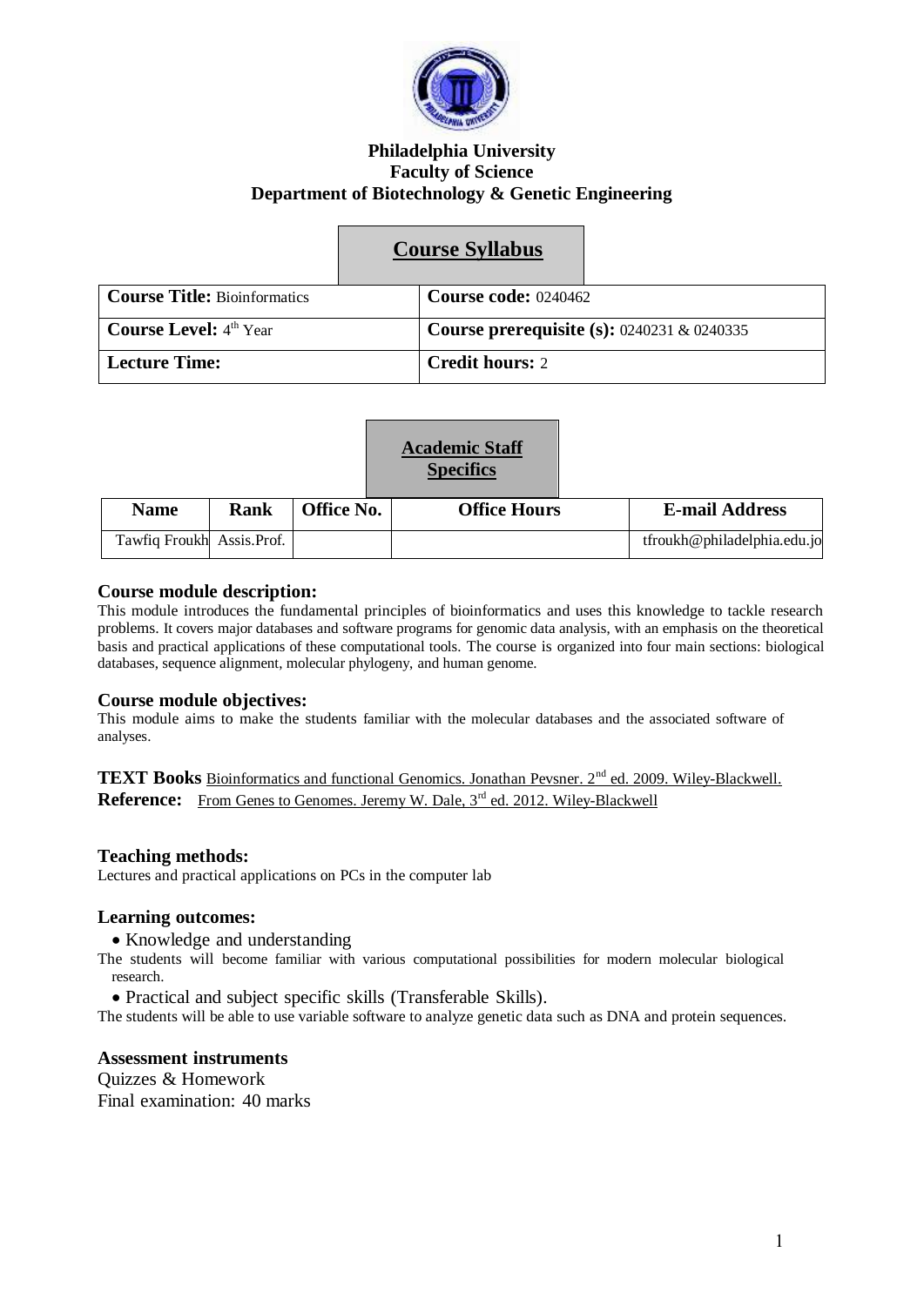**Philadelphia University**
**Faculty of Science**
**Department of Biotechnology & Genetic Engineering**

# Course Syllabus

| **Course Title:** Bioinformatics | **Course code:** 0240462 |
|---|---|
| **Course Level:** 4th Year | **Course prerequisite (s):** 0240231 & 0240335 |
| **Lecture Time:** | **Credit hours:** 2 |

## Academic Staff Specifics

| Name | Rank | Office No. | Office Hours | E-mail Address |
|---|---|---|---|---|
| Tawfiq Froukh | Assis.Prof. | | | tfroukh@philadelphia.edu.jo |

### Course module description:

This module introduces the fundamental principles of bioinformatics and uses this knowledge to tackle research problems. It covers major databases and software programs for genomic data analysis, with an emphasis on the theoretical basis and practical applications of these computational tools. The course is organized into four main sections: biological databases, sequence alignment, molecular phylogeny, and human genome.

### Course module objectives:

This module aims to make the students familiar with the molecular databases and the associated software of analyses.

**TEXT Books** Bioinformatics and functional Genomics. Jonathan Pevsner. 2nd ed. 2009. Wiley-Blackwell.
**Reference:** From Genes to Genomes. Jeremy W. Dale, 3rd ed. 2012. Wiley-Blackwell

### Teaching methods:

Lectures and practical applications on PCs in the computer lab

### Learning outcomes:

- Knowledge and understanding

The students will become familiar with various computational possibilities for modern molecular biological research.

- Practical and subject specific skills (Transferable Skills).

The students will be able to use variable software to analyze genetic data such as DNA and protein sequences.

### Assessment instruments

Quizzes & Homework
Final examination: 40 marks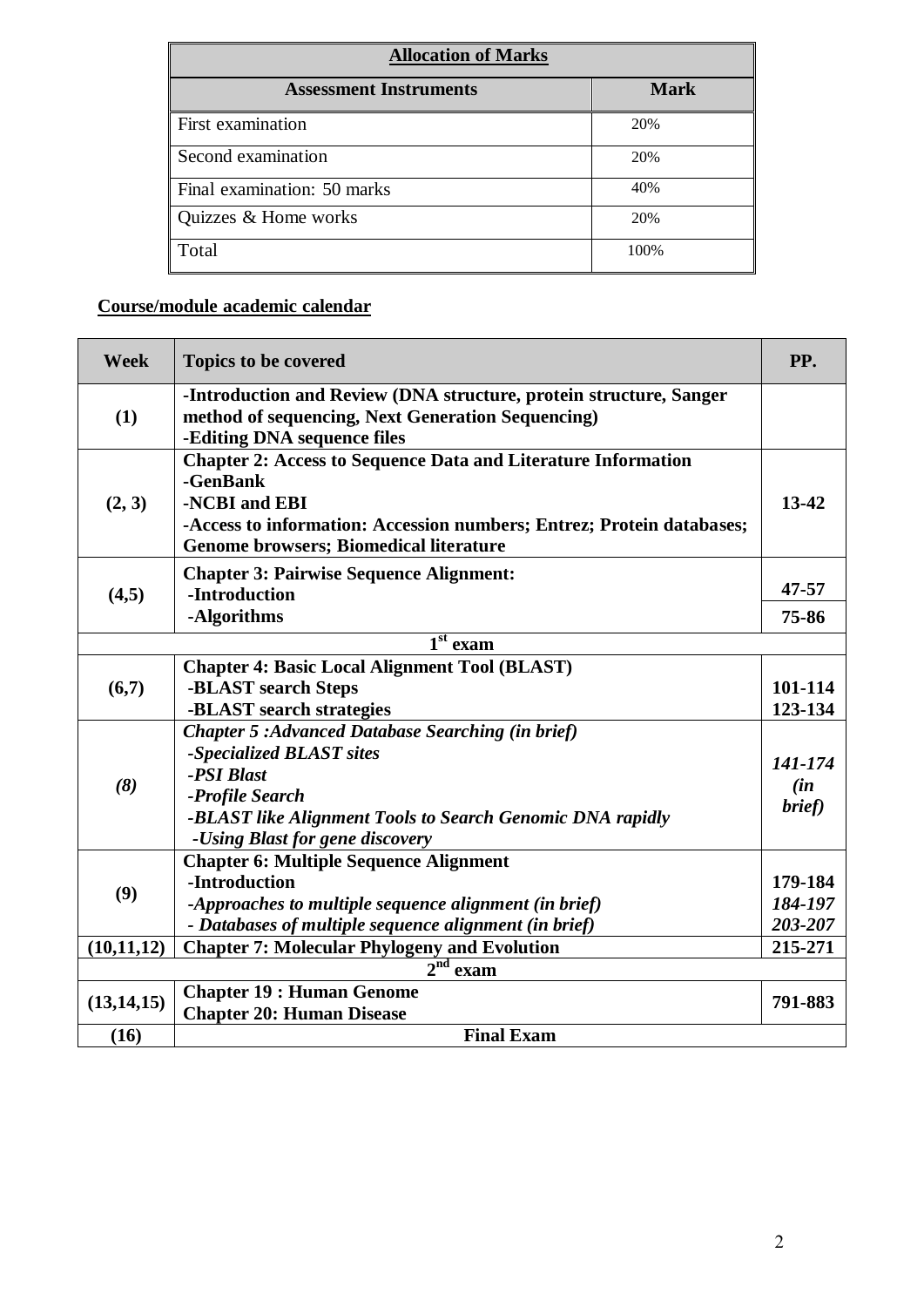| **Allocation of Marks** | |
|---|---|
| **Assessment Instruments** | **Mark** |
| First examination | 20% |
| Second examination | 20% |
| Final examination: 50 marks | 40% |
| Quizzes & Home works | 20% |
| Total | 100% |

**Course/module academic calendar**

| Week | Topics to be covered | PP. |
|---|---|---|
| **(1)** | **-Introduction and Review (DNA structure, protein structure, Sanger method of sequencing, Next Generation Sequencing)**<br>**-Editing DNA sequence files** | |
| **(2, 3)** | **Chapter 2: Access to Sequence Data and Literature Information**<br>**-GenBank**<br>**-NCBI and EBI**<br>**-Access to information: Accession numbers; Entrez; Protein databases; Genome browsers; Biomedical literature** | **13-42** |
| **(4,5)** | **Chapter 3: Pairwise Sequence Alignment:**<br>**-Introduction**<br>**-Algorithms** | **47-57**<br>**75-86** |
| | **1st exam** | |
| **(6,7)** | **Chapter 4: Basic Local Alignment Tool (BLAST)**<br>**-BLAST search Steps**<br>**-BLAST search strategies** | **101-114**<br>**123-134** |
| ***(8)*** | ***Chapter 5 :Advanced Database Searching (in brief)***<br>***-Specialized BLAST sites***<br>***-PSI Blast***<br>***-Profile Search***<br>***-BLAST like Alignment Tools to Search Genomic DNA rapidly***<br>***-Using Blast for gene discovery*** | ***141-174 (in brief)*** |
| **(9)** | **Chapter 6: Multiple Sequence Alignment**<br>**-Introduction**<br>***-Approaches to multiple sequence alignment (in brief)***<br>***- Databases of multiple sequence alignment (in brief)*** | **179-184**<br>***184-197***<br>***203-207*** |
| **(10,11,12)** | **Chapter 7: Molecular Phylogeny and Evolution** | **215-271** |
| | **2nd exam** | |
| **(13,14,15)** | **Chapter 19 : Human Genome**<br>**Chapter 20: Human Disease** | **791-883** |
| **(16)** | **Final Exam** | |